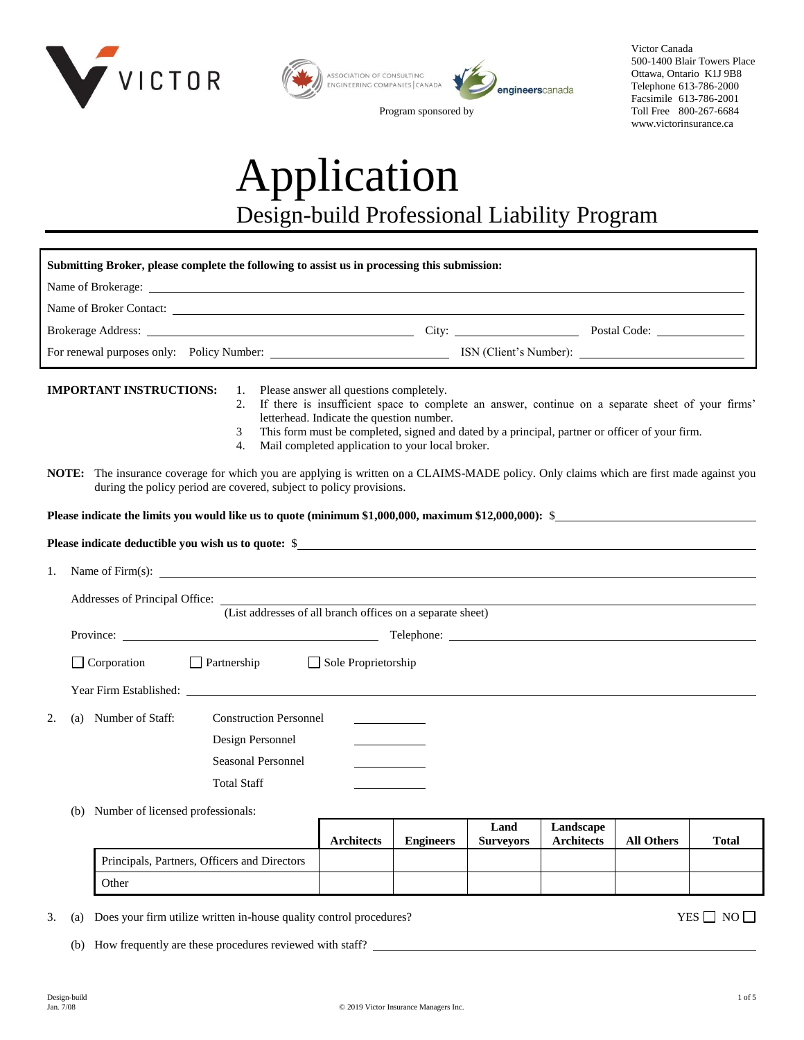VICTOR

ASSOCIATION OF CONSULTING ENGINEERING COMPANIES | CANADA

engineerscanada

Program sponsored by

Victor Canada
500-1400 Blair Towers Place
Ottawa, Ontario K1J 9B8
Telephone 613-786-2000
Facsimile 613-786-2001
Toll Free 800-267-6684
www.victorinsurance.ca

# Application

## Design-build Professional Liability Program

**Submitting Broker, please complete the following to assist us in processing this submission:**

Name of Brokerage: ______________________

Name of Broker Contact: ______________________

Brokerage Address: ______________________ City: ______________ Postal Code: ____________

For renewal purposes only: Policy Number: ______________________ ISN (Client's Number): ______________________

**IMPORTANT INSTRUCTIONS:**

1. Please answer all questions completely.
2. If there is insufficient space to complete an answer, continue on a separate sheet of your firms' letterhead. Indicate the question number.
3. This form must be completed, signed and dated by a principal, partner or officer of your firm.
4. Mail completed application to your local broker.

**NOTE:** The insurance coverage for which you are applying is written on a CLAIMS-MADE policy. Only claims which are first made against you during the policy period are covered, subject to policy provisions.

**Please indicate the limits you would like us to quote (minimum $1,000,000, maximum $12,000,000):** $______________________

**Please indicate deductible you wish us to quote:** $______________________

1. Name of Firm(s): ______________________

   Addresses of Principal Office: ______________________
   (List addresses of all branch offices on a separate sheet)

   Province: ______________________ Telephone: ______________________

   ☐ Corporation ☐ Partnership ☐ Sole Proprietorship

   Year Firm Established: ______________________

2. (a) Number of Staff:

   Construction Personnel ____________
   
   Design Personnel ____________
   
   Seasonal Personnel ____________
   
   Total Staff ____________

   (b) Number of licensed professionals:

| | Architects | Engineers | Land Surveyors | Landscape Architects | All Others | Total |
|---|---|---|---|---|---|---|
| Principals, Partners, Officers and Directors | | | | | | |
| Other | | | | | | |

3. (a) Does your firm utilize written in-house quality control procedures? YES ☐ NO ☐

   (b) How frequently are these procedures reviewed with staff? ______________________

Design-build
Jan. 7/08

© 2019 Victor Insurance Managers Inc.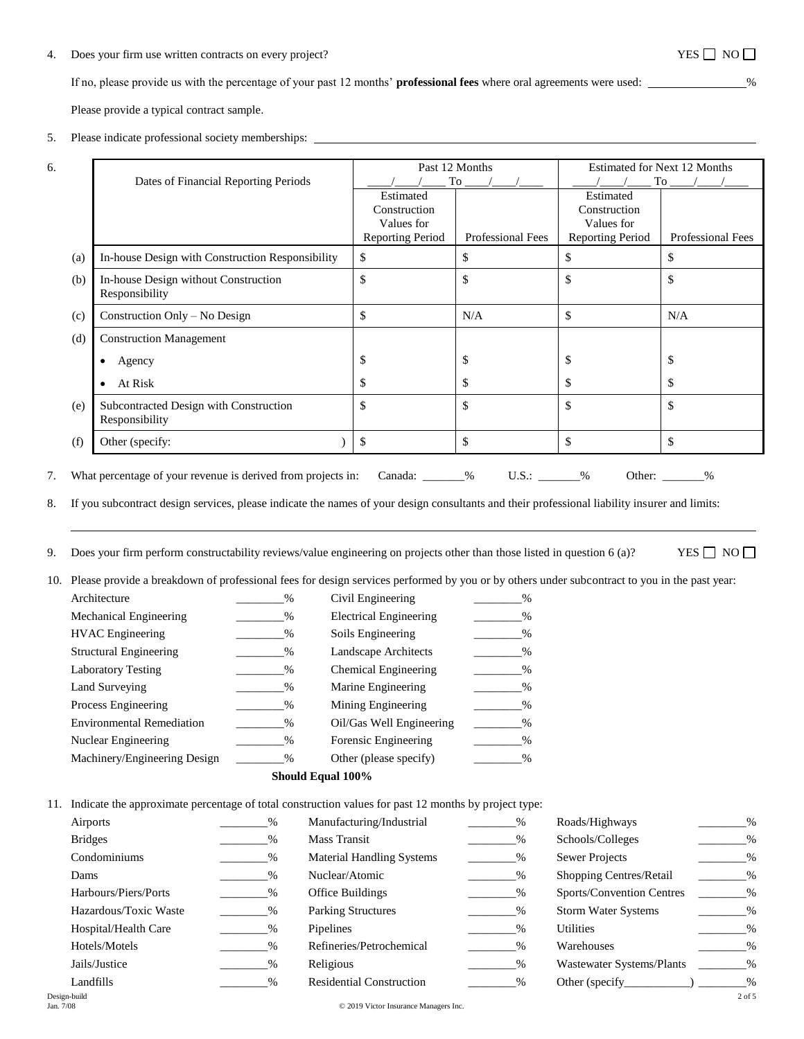4. Does your firm use written contracts on every project? YES ☐ NO ☐

   If no, please provide us with the percentage of your past 12 months' **professional fees** where oral agreements were used: ________________%

   Please provide a typical contract sample.

5. Please indicate professional society memberships: ________________________________________________

6.

| | Dates of Financial Reporting Periods | Past 12 Months ____/____/____ To ____/____/____ | | Estimated for Next 12 Months ____/____/____ To ____/____/____ | |
|---|---|---|---|---|---|
| | | Estimated Construction Values for Reporting Period | Professional Fees | Estimated Construction Values for Reporting Period | Professional Fees |
| (a) | In-house Design with Construction Responsibility | $ | $ | $ | $ |
| (b) | In-house Design without Construction Responsibility | $ | $ | $ | $ |
| (c) | Construction Only – No Design | $ | N/A | $ | N/A |
| (d) | Construction Management | | | | |
| | • Agency | $ | $ | $ | $ |
| | • At Risk | $ | $ | $ | $ |
| (e) | Subcontracted Design with Construction Responsibility | $ | $ | $ | $ |
| (f) | Other (specify: ) | $ | $ | $ | $ |

7. What percentage of your revenue is derived from projects in: Canada: _______% U.S.: _______% Other: _______%

8. If you subcontract design services, please indicate the names of your design consultants and their professional liability insurer and limits:

   ________________________________________________________________________________

9. Does your firm perform constructability reviews/value engineering on projects other than those listed in question 6 (a)? YES ☐ NO ☐

10. Please provide a breakdown of professional fees for design services performed by you or by others under subcontract to you in the past year:

| | | | |
|---|---|---|---|
| Architecture | ________% | Civil Engineering | ________% |
| Mechanical Engineering | ________% | Electrical Engineering | ________% |
| HVAC Engineering | ________% | Soils Engineering | ________% |
| Structural Engineering | ________% | Landscape Architects | ________% |
| Laboratory Testing | ________% | Chemical Engineering | ________% |
| Land Surveying | ________% | Marine Engineering | ________% |
| Process Engineering | ________% | Mining Engineering | ________% |
| Environmental Remediation | ________% | Oil/Gas Well Engineering | ________% |
| Nuclear Engineering | ________% | Forensic Engineering | ________% |
| Machinery/Engineering Design | ________% | Other (please specify) | ________% |

**Should Equal 100%**

11. Indicate the approximate percentage of total construction values for past 12 months by project type:

| | | | | | |
|---|---|---|---|---|---|
| Airports | ________% | Manufacturing/Industrial | ________% | Roads/Highways | ________% |
| Bridges | ________% | Mass Transit | ________% | Schools/Colleges | ________% |
| Condominiums | ________% | Material Handling Systems | ________% | Sewer Projects | ________% |
| Dams | ________% | Nuclear/Atomic | ________% | Shopping Centres/Retail | ________% |
| Harbours/Piers/Ports | ________% | Office Buildings | ________% | Sports/Convention Centres | ________% |
| Hazardous/Toxic Waste | ________% | Parking Structures | ________% | Storm Water Systems | ________% |
| Hospital/Health Care | ________% | Pipelines | ________% | Utilities | ________% |
| Hotels/Motels | ________% | Refineries/Petrochemical | ________% | Warehouses | ________% |
| Jails/Justice | ________% | Religious | ________% | Wastewater Systems/Plants | ________% |
| Landfills | ________% | Residential Construction | ________% | Other (specify___________) | ________% |

Design-build
Jan. 7/08

© 2019 Victor Insurance Managers Inc.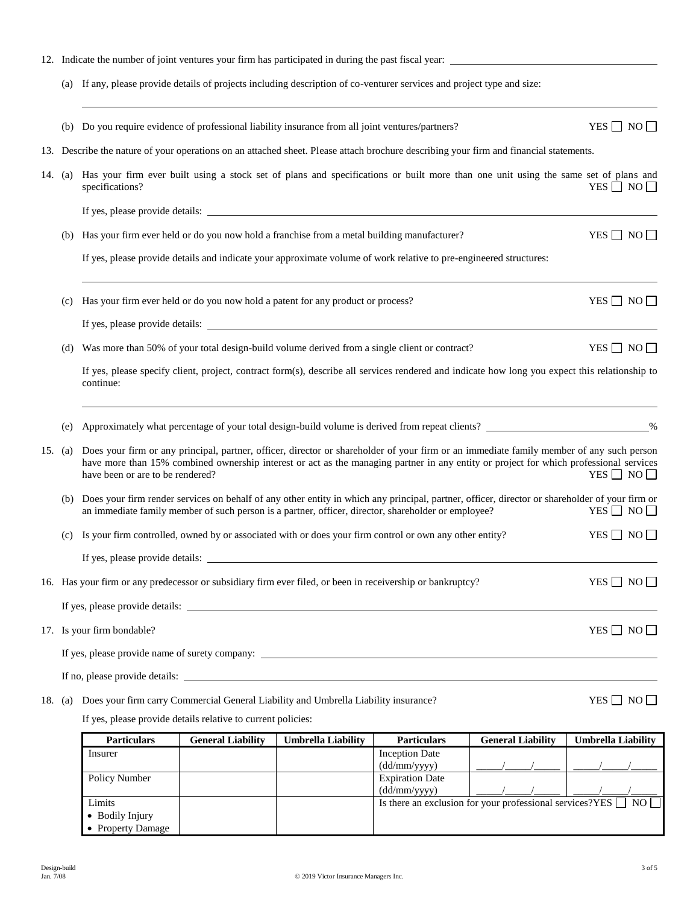12. Indicate the number of joint ventures your firm has participated in during the past fiscal year: ______________________

    (a) If any, please provide details of projects including description of co-venturer services and project type and size:

    ______________________________________________________________________________

    (b) Do you require evidence of professional liability insurance from all joint ventures/partners? YES ☐ NO ☐

13. Describe the nature of your operations on an attached sheet. Please attach brochure describing your firm and financial statements.

14. (a) Has your firm ever built using a stock set of plans and specifications or built more than one unit using the same set of plans and specifications? YES ☐ NO ☐

    If yes, please provide details: ______________________________________________________

    (b) Has your firm ever held or do you now hold a franchise from a metal building manufacturer? YES ☐ NO ☐

    If yes, please provide details and indicate your approximate volume of work relative to pre-engineered structures:

    ______________________________________________________________________________

    (c) Has your firm ever held or do you now hold a patent for any product or process? YES ☐ NO ☐

    If yes, please provide details: ______________________________________________________

    (d) Was more than 50% of your total design-build volume derived from a single client or contract? YES ☐ NO ☐

    If yes, please specify client, project, contract form(s), describe all services rendered and indicate how long you expect this relationship to continue:

    ______________________________________________________________________________

    (e) Approximately what percentage of your total design-build volume is derived from repeat clients? ______________%

15. (a) Does your firm or any principal, partner, officer, director or shareholder of your firm or an immediate family member of any such person have more than 15% combined ownership interest or act as the managing partner in any entity or project for which professional services have been or are to be rendered? YES ☐ NO ☐

    (b) Does your firm render services on behalf of any other entity in which any principal, partner, officer, director or shareholder of your firm or an immediate family member of such person is a partner, officer, director, shareholder or employee? YES ☐ NO ☐

    (c) Is your firm controlled, owned by or associated with or does your firm control or own any other entity? YES ☐ NO ☐

    If yes, please provide details: ______________________________________________________

16. Has your firm or any predecessor or subsidiary firm ever filed, or been in receivership or bankruptcy? YES ☐ NO ☐

    If yes, please provide details: ______________________________________________________

17. Is your firm bondable? YES ☐ NO ☐

    If yes, please provide name of surety company: ______________________________________________

    If no, please provide details: ______________________________________________________

18. (a) Does your firm carry Commercial General Liability and Umbrella Liability insurance? YES ☐ NO ☐

    If yes, please provide details relative to current policies:

| Particulars | General Liability | Umbrella Liability | Particulars | General Liability | Umbrella Liability |
|---|---|---|---|---|---|
| Insurer | | | Inception Date (dd/mm/yyyy) | \_\_\_\_/\_\_\_\_/\_\_\_\_ | \_\_\_\_/\_\_\_\_/\_\_\_\_ |
| Policy Number | | | Expiration Date (dd/mm/yyyy) | \_\_\_\_/\_\_\_\_/\_\_\_\_ | \_\_\_\_/\_\_\_\_/\_\_\_\_ |
| Limits<br>• Bodily Injury<br>• Property Damage | | | Is there an exclusion for your professional services? YES ☐ NO ☐ | | |

Design-build
Jan. 7/08

© 2019 Victor Insurance Managers Inc.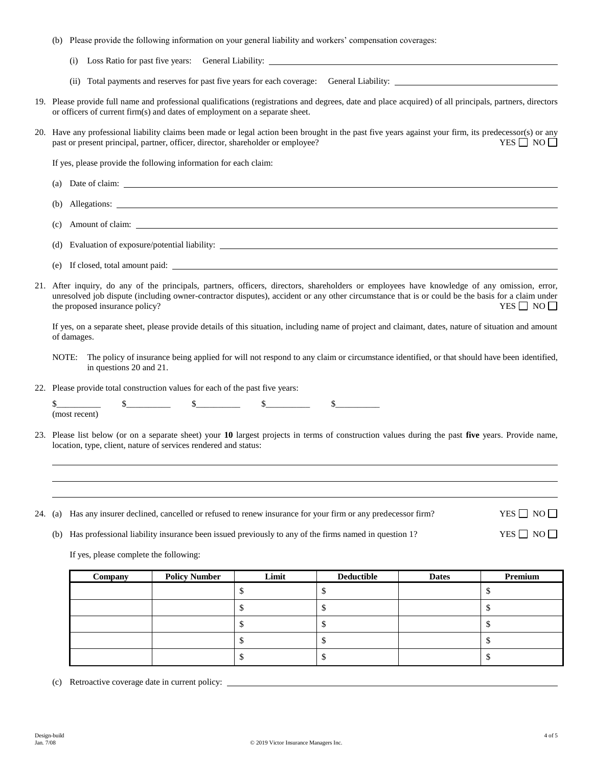(b) Please provide the following information on your general liability and workers' compensation coverages:

(i) Loss Ratio for past five years: General Liability: ____________________

(ii) Total payments and reserves for past five years for each coverage: General Liability: ____________________

19. Please provide full name and professional qualifications (registrations and degrees, date and place acquired) of all principals, partners, directors or officers of current firm(s) and dates of employment on a separate sheet.

20. Have any professional liability claims been made or legal action been brought in the past five years against your firm, its predecessor(s) or any past or present principal, partner, officer, director, shareholder or employee? YES ☐ NO ☐

If yes, please provide the following information for each claim:

(a) Date of claim: ____________________

(b) Allegations: ____________________

(c) Amount of claim: ____________________

(d) Evaluation of exposure/potential liability: ____________________

(e) If closed, total amount paid: ____________________

21. After inquiry, do any of the principals, partners, officers, directors, shareholders or employees have knowledge of any omission, error, unresolved job dispute (including owner-contractor disputes), accident or any other circumstance that is or could be the basis for a claim under the proposed insurance policy? YES ☐ NO ☐

If yes, on a separate sheet, please provide details of this situation, including name of project and claimant, dates, nature of situation and amount of damages.

NOTE: The policy of insurance being applied for will not respond to any claim or circumstance identified, or that should have been identified, in questions 20 and 21.

22. Please provide total construction values for each of the past five years:

$__________ $__________ $__________ $__________ $__________
(most recent)

23. Please list below (or on a separate sheet) your **10** largest projects in terms of construction values during the past **five** years. Provide name, location, type, client, nature of services rendered and status:

____________________

____________________

____________________

24. (a) Has any insurer declined, cancelled or refused to renew insurance for your firm or any predecessor firm? YES ☐ NO ☐

(b) Has professional liability insurance been issued previously to any of the firms named in question 1? YES ☐ NO ☐

If yes, please complete the following:

| Company | Policy Number | Limit | Deductible | Dates | Premium |
|---|---|---|---|---|---|
| | | $ | $ | | $ |
| | | $ | $ | | $ |
| | | $ | $ | | $ |
| | | $ | $ | | $ |
| | | $ | $ | | $ |

(c) Retroactive coverage date in current policy: ____________________

Design-build
Jan. 7/08

© 2019 Victor Insurance Managers Inc.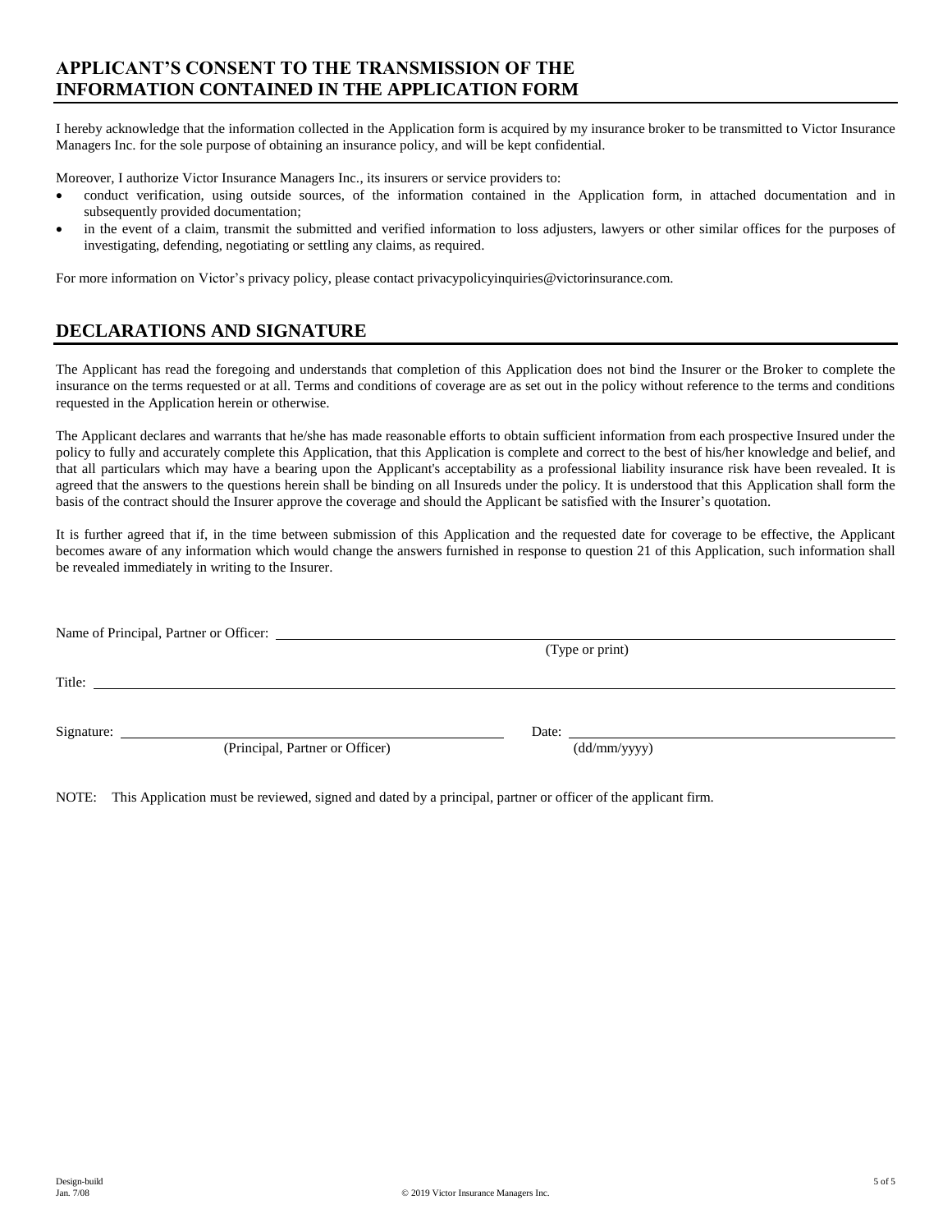## APPLICANT'S CONSENT TO THE TRANSMISSION OF THE INFORMATION CONTAINED IN THE APPLICATION FORM

I hereby acknowledge that the information collected in the Application form is acquired by my insurance broker to be transmitted to Victor Insurance Managers Inc. for the sole purpose of obtaining an insurance policy, and will be kept confidential.

Moreover, I authorize Victor Insurance Managers Inc., its insurers or service providers to:

- conduct verification, using outside sources, of the information contained in the Application form, in attached documentation and in subsequently provided documentation;
- in the event of a claim, transmit the submitted and verified information to loss adjusters, lawyers or other similar offices for the purposes of investigating, defending, negotiating or settling any claims, as required.

For more information on Victor's privacy policy, please contact privacypolicyinquiries@victorinsurance.com.

## DECLARATIONS AND SIGNATURE

The Applicant has read the foregoing and understands that completion of this Application does not bind the Insurer or the Broker to complete the insurance on the terms requested or at all. Terms and conditions of coverage are as set out in the policy without reference to the terms and conditions requested in the Application herein or otherwise.

The Applicant declares and warrants that he/she has made reasonable efforts to obtain sufficient information from each prospective Insured under the policy to fully and accurately complete this Application, that this Application is complete and correct to the best of his/her knowledge and belief, and that all particulars which may have a bearing upon the Applicant's acceptability as a professional liability insurance risk have been revealed. It is agreed that the answers to the questions herein shall be binding on all Insureds under the policy. It is understood that this Application shall form the basis of the contract should the Insurer approve the coverage and should the Applicant be satisfied with the Insurer's quotation.

It is further agreed that if, in the time between submission of this Application and the requested date for coverage to be effective, the Applicant becomes aware of any information which would change the answers furnished in response to question 21 of this Application, such information shall be revealed immediately in writing to the Insurer.

Name of Principal, Partner or Officer: ______________________________
(Type or print)

Title: ______________________________

Signature: ______________________________ Date: ______________________________
(Principal, Partner or Officer) (dd/mm/yyyy)

NOTE: This Application must be reviewed, signed and dated by a principal, partner or officer of the applicant firm.

Design-build
Jan. 7/08

© 2019 Victor Insurance Managers Inc.